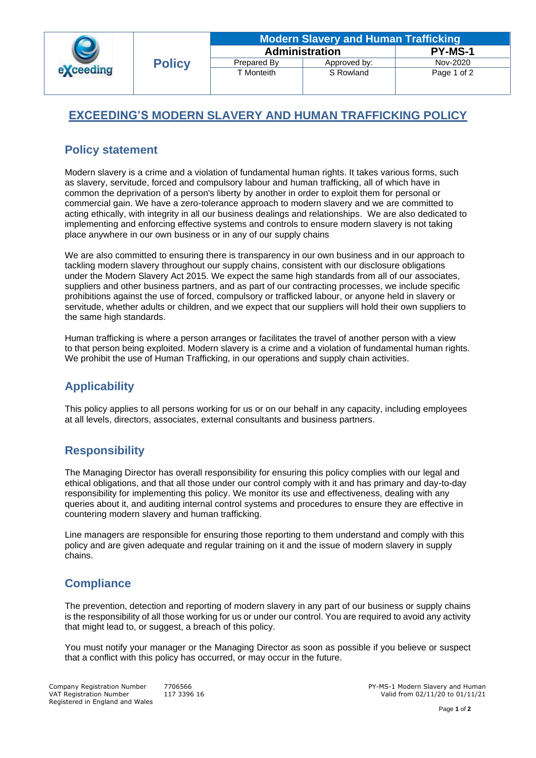|  | Policy | Modern Slavery and Human Trafficking | | |
|---|---|---|---|---|
|  |  | Administration | | PY-MS-1 |
|  |  | Prepared By | Approved by: | Nov-2020 |
|  |  | T Monteith | S Rowland | Page 1 of 2 |

# EXCEEDING'S MODERN SLAVERY AND HUMAN TRAFFICKING POLICY

## Policy statement

Modern slavery is a crime and a violation of fundamental human rights. It takes various forms, such as slavery, servitude, forced and compulsory labour and human trafficking, all of which have in common the deprivation of a person's liberty by another in order to exploit them for personal or commercial gain. We have a zero-tolerance approach to modern slavery and we are committed to acting ethically, with integrity in all our business dealings and relationships. We are also dedicated to implementing and enforcing effective systems and controls to ensure modern slavery is not taking place anywhere in our own business or in any of our supply chains

We are also committed to ensuring there is transparency in our own business and in our approach to tackling modern slavery throughout our supply chains, consistent with our disclosure obligations under the Modern Slavery Act 2015. We expect the same high standards from all of our associates, suppliers and other business partners, and as part of our contracting processes, we include specific prohibitions against the use of forced, compulsory or trafficked labour, or anyone held in slavery or servitude, whether adults or children, and we expect that our suppliers will hold their own suppliers to the same high standards.

Human trafficking is where a person arranges or facilitates the travel of another person with a view to that person being exploited. Modern slavery is a crime and a violation of fundamental human rights. We prohibit the use of Human Trafficking, in our operations and supply chain activities.

## Applicability

This policy applies to all persons working for us or on our behalf in any capacity, including employees at all levels, directors, associates, external consultants and business partners.

## Responsibility

The Managing Director has overall responsibility for ensuring this policy complies with our legal and ethical obligations, and that all those under our control comply with it and has primary and day-to-day responsibility for implementing this policy. We monitor its use and effectiveness, dealing with any queries about it, and auditing internal control systems and procedures to ensure they are effective in countering modern slavery and human trafficking.

Line managers are responsible for ensuring those reporting to them understand and comply with this policy and are given adequate and regular training on it and the issue of modern slavery in supply chains.

## Compliance

The prevention, detection and reporting of modern slavery in any part of our business or supply chains is the responsibility of all those working for us or under our control. You are required to avoid any activity that might lead to, or suggest, a breach of this policy.

You must notify your manager or the Managing Director as soon as possible if you believe or suspect that a conflict with this policy has occurred, or may occur in the future.

Company Registration Number 7706566
VAT Registration Number 117 3396 16
Registered in England and Wales

PY-MS-1 Modern Slavery and Human
Valid from 02/11/20 to 01/11/21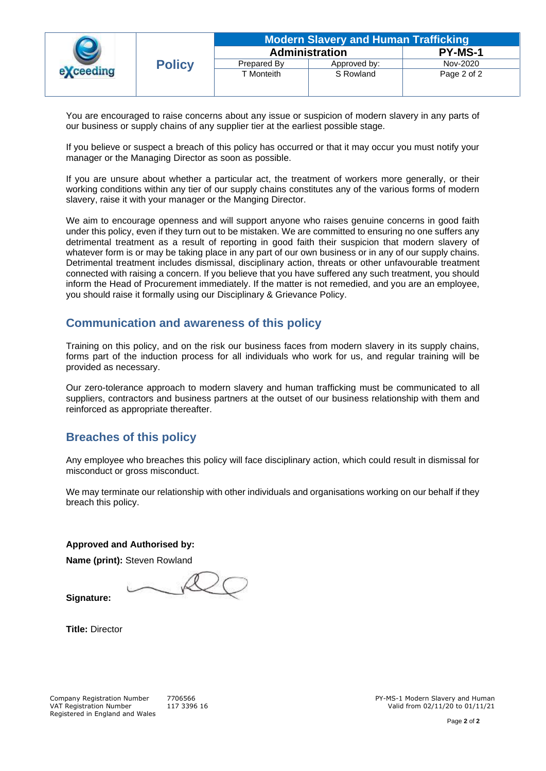You are encouraged to raise concerns about any issue or suspicion of modern slavery in any parts of our business or supply chains of any supplier tier at the earliest possible stage.

If you believe or suspect a breach of this policy has occurred or that it may occur you must notify your manager or the Managing Director as soon as possible.

If you are unsure about whether a particular act, the treatment of workers more generally, or their working conditions within any tier of our supply chains constitutes any of the various forms of modern slavery, raise it with your manager or the Manging Director.

We aim to encourage openness and will support anyone who raises genuine concerns in good faith under this policy, even if they turn out to be mistaken. We are committed to ensuring no one suffers any detrimental treatment as a result of reporting in good faith their suspicion that modern slavery of whatever form is or may be taking place in any part of our own business or in any of our supply chains. Detrimental treatment includes dismissal, disciplinary action, threats or other unfavourable treatment connected with raising a concern. If you believe that you have suffered any such treatment, you should inform the Head of Procurement immediately. If the matter is not remedied, and you are an employee, you should raise it formally using our Disciplinary & Grievance Policy.

## Communication and awareness of this policy

Training on this policy, and on the risk our business faces from modern slavery in its supply chains, forms part of the induction process for all individuals who work for us, and regular training will be provided as necessary.

Our zero-tolerance approach to modern slavery and human trafficking must be communicated to all suppliers, contractors and business partners at the outset of our business relationship with them and reinforced as appropriate thereafter.

## Breaches of this policy

Any employee who breaches this policy will face disciplinary action, which could result in dismissal for misconduct or gross misconduct.

We may terminate our relationship with other individuals and organisations working on our behalf if they breach this policy.

**Approved and Authorised by:**

**Name (print):** Steven Rowland

**Signature:**

**Title:** Director

Company Registration Number 7706566
VAT Registration Number 117 3396 16
Registered in England and Wales

PY-MS-1 Modern Slavery and Human
Valid from 02/11/20 to 01/11/21